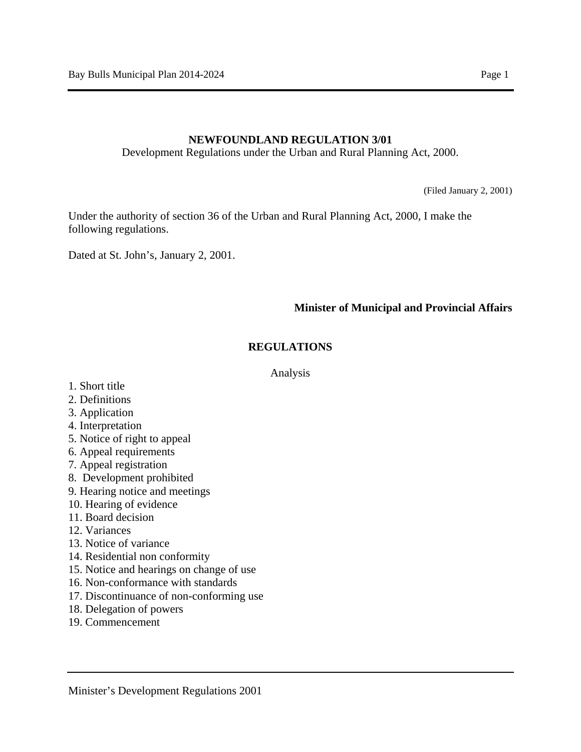**NEWFOUNDLAND REGULATION 3/01**

Development Regulations under the Urban and Rural Planning Act, 2000.

(Filed January 2, 2001)

Under the authority of section 36 of the Urban and Rural Planning Act, 2000, I make the following regulations.

Dated at St. John’s, January 2, 2001.

**Minister of Municipal and Provincial Affairs**

## REGULATIONS

Analysis

1. Short title
2. Definitions
3. Application
4. Interpretation
5. Notice of right to appeal
6. Appeal requirements
7. Appeal registration
8. Development prohibited
9. Hearing notice and meetings
10. Hearing of evidence
11. Board decision
12. Variances
13. Notice of variance
14. Residential non conformity
15. Notice and hearings on change of use
16. Non-conformance with standards
17. Discontinuance of non-conforming use
18. Delegation of powers
19. Commencement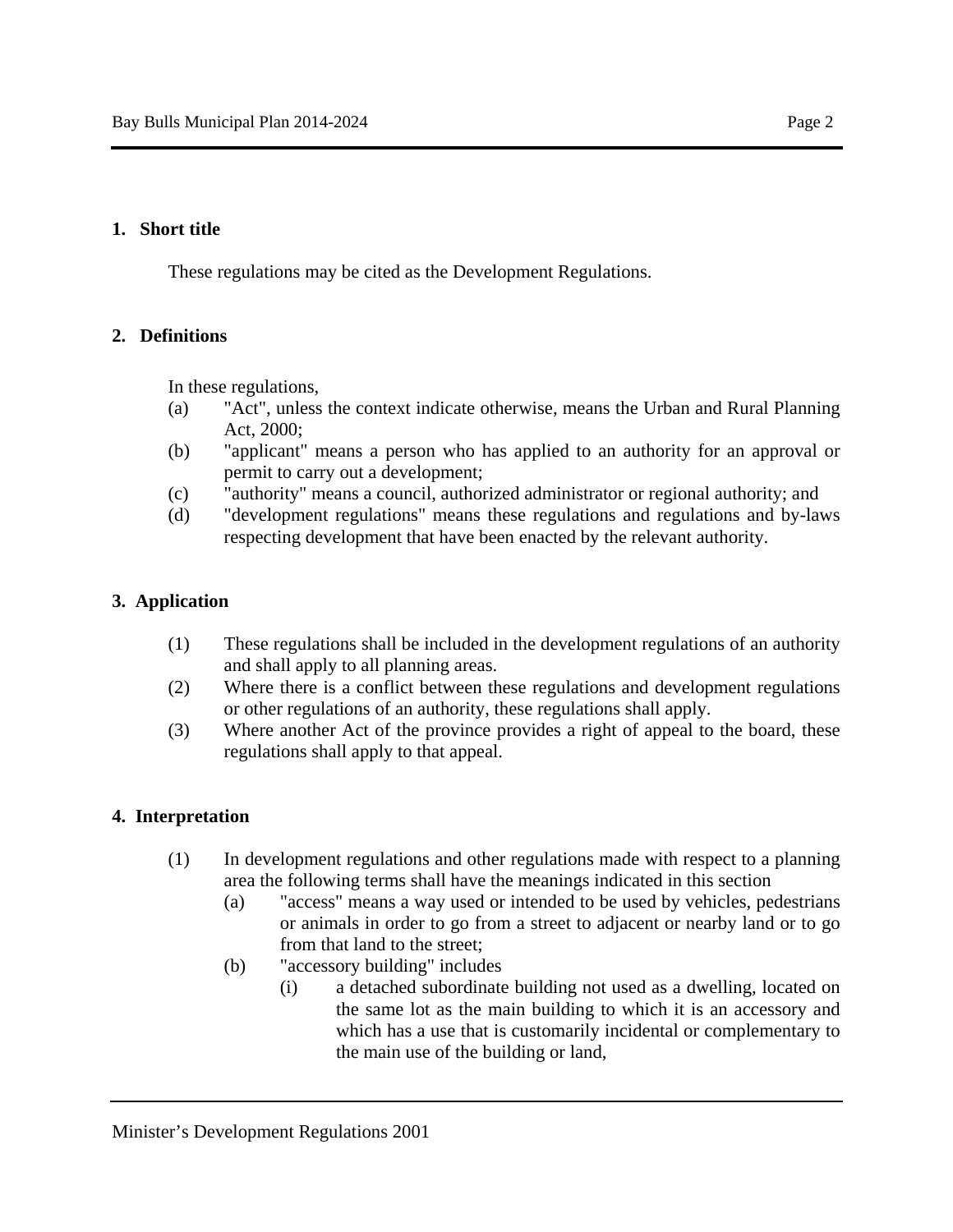## 1. Short title

These regulations may be cited as the Development Regulations.

## 2. Definitions

In these regulations,

(a) "Act", unless the context indicate otherwise, means the Urban and Rural Planning Act, 2000;

(b) "applicant" means a person who has applied to an authority for an approval or permit to carry out a development;

(c) "authority" means a council, authorized administrator or regional authority; and

(d) "development regulations" means these regulations and regulations and by-laws respecting development that have been enacted by the relevant authority.

## 3. Application

(1) These regulations shall be included in the development regulations of an authority and shall apply to all planning areas.

(2) Where there is a conflict between these regulations and development regulations or other regulations of an authority, these regulations shall apply.

(3) Where another Act of the province provides a right of appeal to the board, these regulations shall apply to that appeal.

## 4. Interpretation

(1) In development regulations and other regulations made with respect to a planning area the following terms shall have the meanings indicated in this section

   (a) "access" means a way used or intended to be used by vehicles, pedestrians or animals in order to go from a street to adjacent or nearby land or to go from that land to the street;

   (b) "accessory building" includes

      (i) a detached subordinate building not used as a dwelling, located on the same lot as the main building to which it is an accessory and which has a use that is customarily incidental or complementary to the main use of the building or land,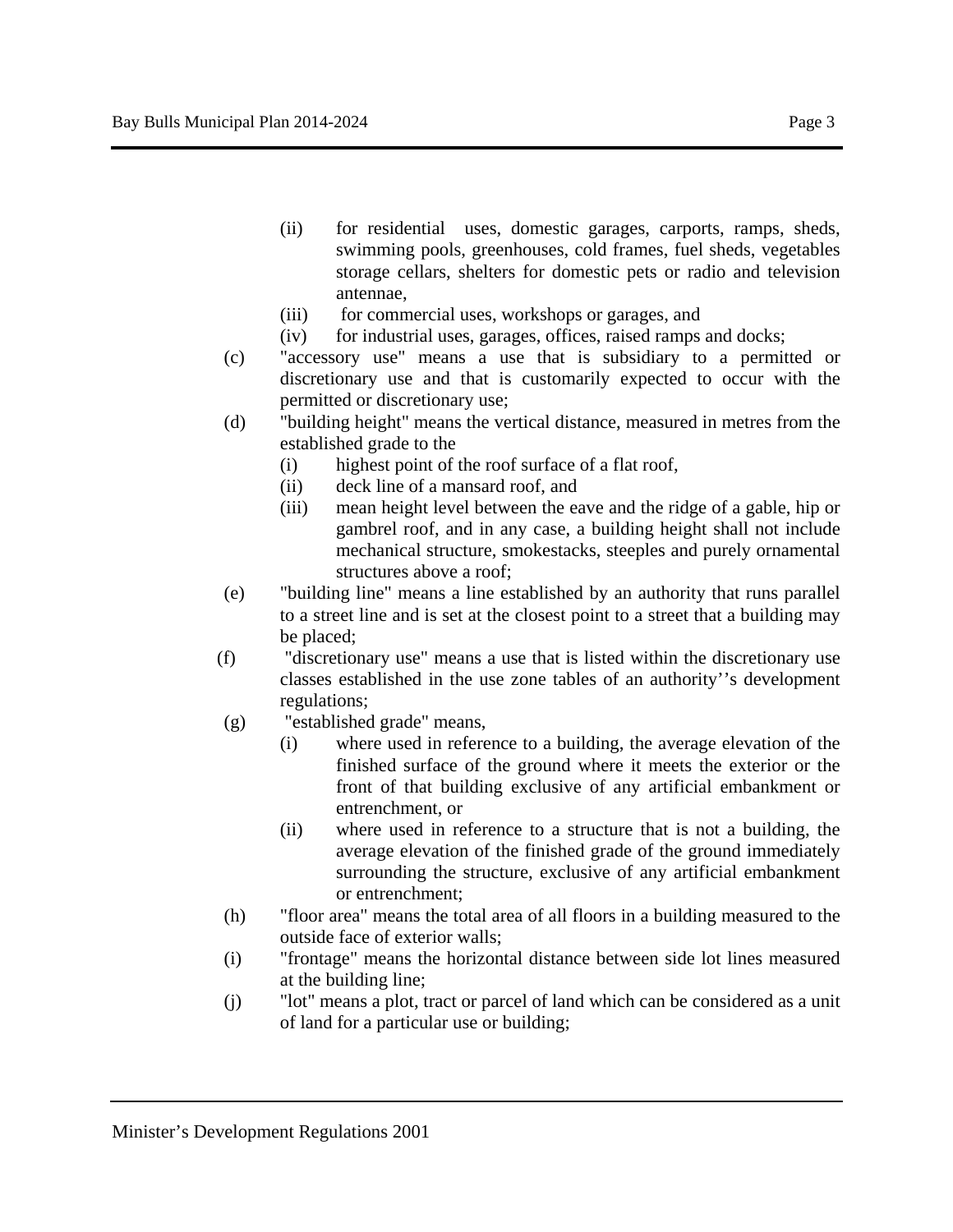(ii) for residential uses, domestic garages, carports, ramps, sheds, swimming pools, greenhouses, cold frames, fuel sheds, vegetables storage cellars, shelters for domestic pets or radio and television antennae,

(iii) for commercial uses, workshops or garages, and

(iv) for industrial uses, garages, offices, raised ramps and docks;

(c) "accessory use" means a use that is subsidiary to a permitted or discretionary use and that is customarily expected to occur with the permitted or discretionary use;

(d) "building height" means the vertical distance, measured in metres from the established grade to the

(i) highest point of the roof surface of a flat roof,

(ii) deck line of a mansard roof, and

(iii) mean height level between the eave and the ridge of a gable, hip or gambrel roof, and in any case, a building height shall not include mechanical structure, smokestacks, steeples and purely ornamental structures above a roof;

(e) "building line" means a line established by an authority that runs parallel to a street line and is set at the closest point to a street that a building may be placed;

(f) "discretionary use" means a use that is listed within the discretionary use classes established in the use zone tables of an authority''s development regulations;

(g) "established grade" means,

(i) where used in reference to a building, the average elevation of the finished surface of the ground where it meets the exterior or the front of that building exclusive of any artificial embankment or entrenchment, or

(ii) where used in reference to a structure that is not a building, the average elevation of the finished grade of the ground immediately surrounding the structure, exclusive of any artificial embankment or entrenchment;

(h) "floor area" means the total area of all floors in a building measured to the outside face of exterior walls;

(i) "frontage" means the horizontal distance between side lot lines measured at the building line;

(j) "lot" means a plot, tract or parcel of land which can be considered as a unit of land for a particular use or building;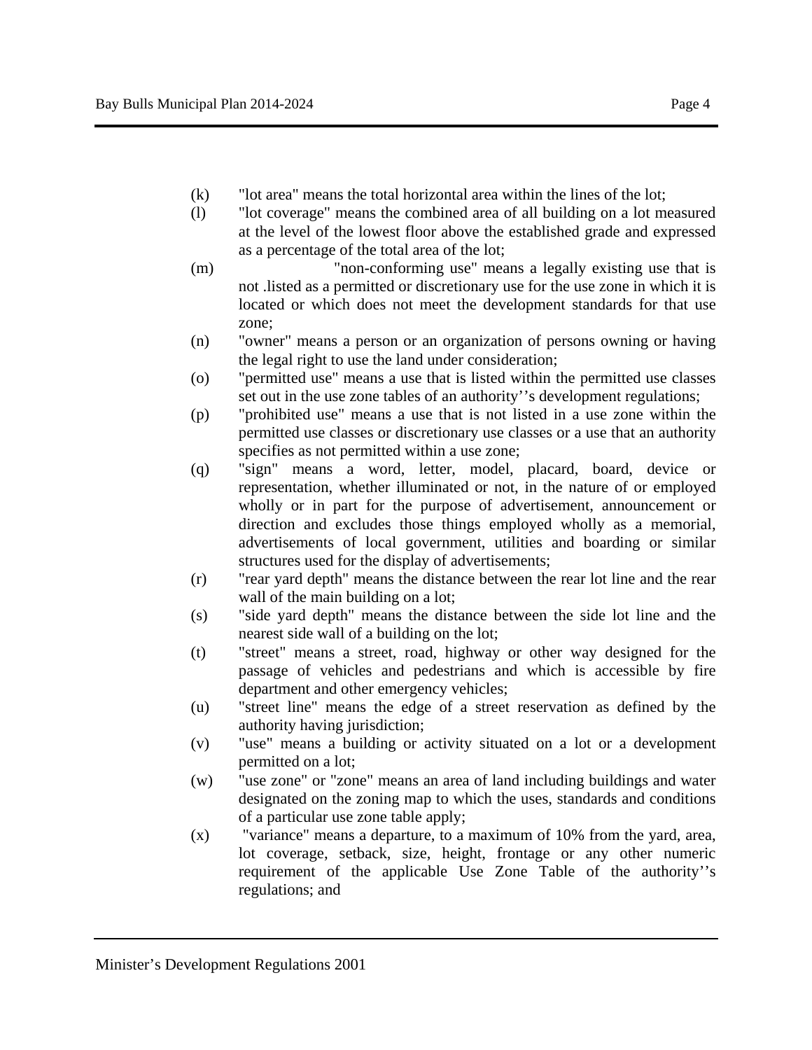(k) "lot area" means the total horizontal area within the lines of the lot;

(l) "lot coverage" means the combined area of all building on a lot measured at the level of the lowest floor above the established grade and expressed as a percentage of the total area of the lot;

(m) "non-conforming use" means a legally existing use that is not .listed as a permitted or discretionary use for the use zone in which it is located or which does not meet the development standards for that use zone;

(n) "owner" means a person or an organization of persons owning or having the legal right to use the land under consideration;

(o) "permitted use" means a use that is listed within the permitted use classes set out in the use zone tables of an authority''s development regulations;

(p) "prohibited use" means a use that is not listed in a use zone within the permitted use classes or discretionary use classes or a use that an authority specifies as not permitted within a use zone;

(q) "sign" means a word, letter, model, placard, board, device or representation, whether illuminated or not, in the nature of or employed wholly or in part for the purpose of advertisement, announcement or direction and excludes those things employed wholly as a memorial, advertisements of local government, utilities and boarding or similar structures used for the display of advertisements;

(r) "rear yard depth" means the distance between the rear lot line and the rear wall of the main building on a lot;

(s) "side yard depth" means the distance between the side lot line and the nearest side wall of a building on the lot;

(t) "street" means a street, road, highway or other way designed for the passage of vehicles and pedestrians and which is accessible by fire department and other emergency vehicles;

(u) "street line" means the edge of a street reservation as defined by the authority having jurisdiction;

(v) "use" means a building or activity situated on a lot or a development permitted on a lot;

(w) "use zone" or "zone" means an area of land including buildings and water designated on the zoning map to which the uses, standards and conditions of a particular use zone table apply;

(x) "variance" means a departure, to a maximum of 10% from the yard, area, lot coverage, setback, size, height, frontage or any other numeric requirement of the applicable Use Zone Table of the authority''s regulations; and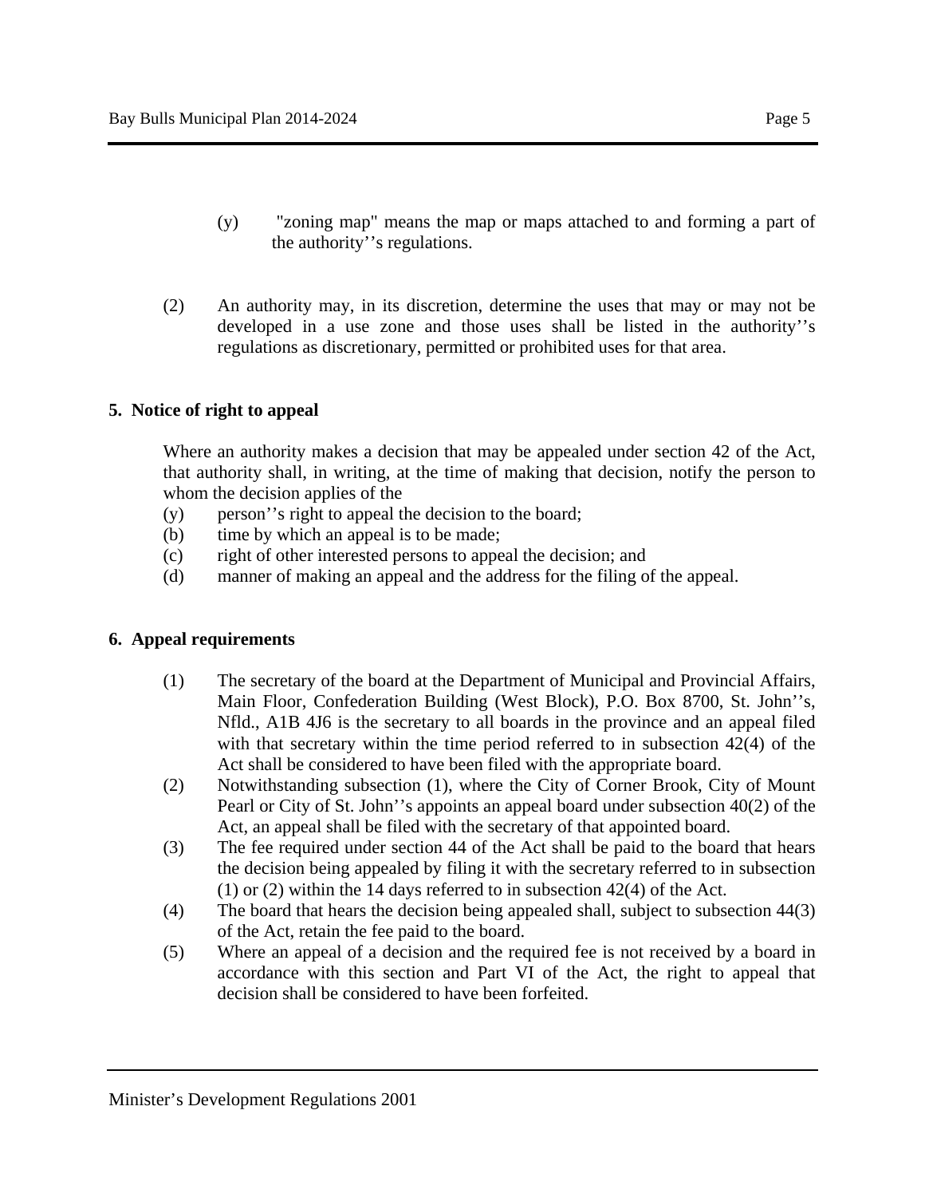(y) "zoning map" means the map or maps attached to and forming a part of the authority''s regulations.

(2) An authority may, in its discretion, determine the uses that may or may not be developed in a use zone and those uses shall be listed in the authority''s regulations as discretionary, permitted or prohibited uses for that area.

**5. Notice of right to appeal**

Where an authority makes a decision that may be appealed under section 42 of the Act, that authority shall, in writing, at the time of making that decision, notify the person to whom the decision applies of the

(y) person''s right to appeal the decision to the board;
(b) time by which an appeal is to be made;
(c) right of other interested persons to appeal the decision; and
(d) manner of making an appeal and the address for the filing of the appeal.

**6. Appeal requirements**

(1) The secretary of the board at the Department of Municipal and Provincial Affairs, Main Floor, Confederation Building (West Block), P.O. Box 8700, St. John''s, Nfld., A1B 4J6 is the secretary to all boards in the province and an appeal filed with that secretary within the time period referred to in subsection 42(4) of the Act shall be considered to have been filed with the appropriate board.
(2) Notwithstanding subsection (1), where the City of Corner Brook, City of Mount Pearl or City of St. John''s appoints an appeal board under subsection 40(2) of the Act, an appeal shall be filed with the secretary of that appointed board.
(3) The fee required under section 44 of the Act shall be paid to the board that hears the decision being appealed by filing it with the secretary referred to in subsection (1) or (2) within the 14 days referred to in subsection 42(4) of the Act.
(4) The board that hears the decision being appealed shall, subject to subsection 44(3) of the Act, retain the fee paid to the board.
(5) Where an appeal of a decision and the required fee is not received by a board in accordance with this section and Part VI of the Act, the right to appeal that decision shall be considered to have been forfeited.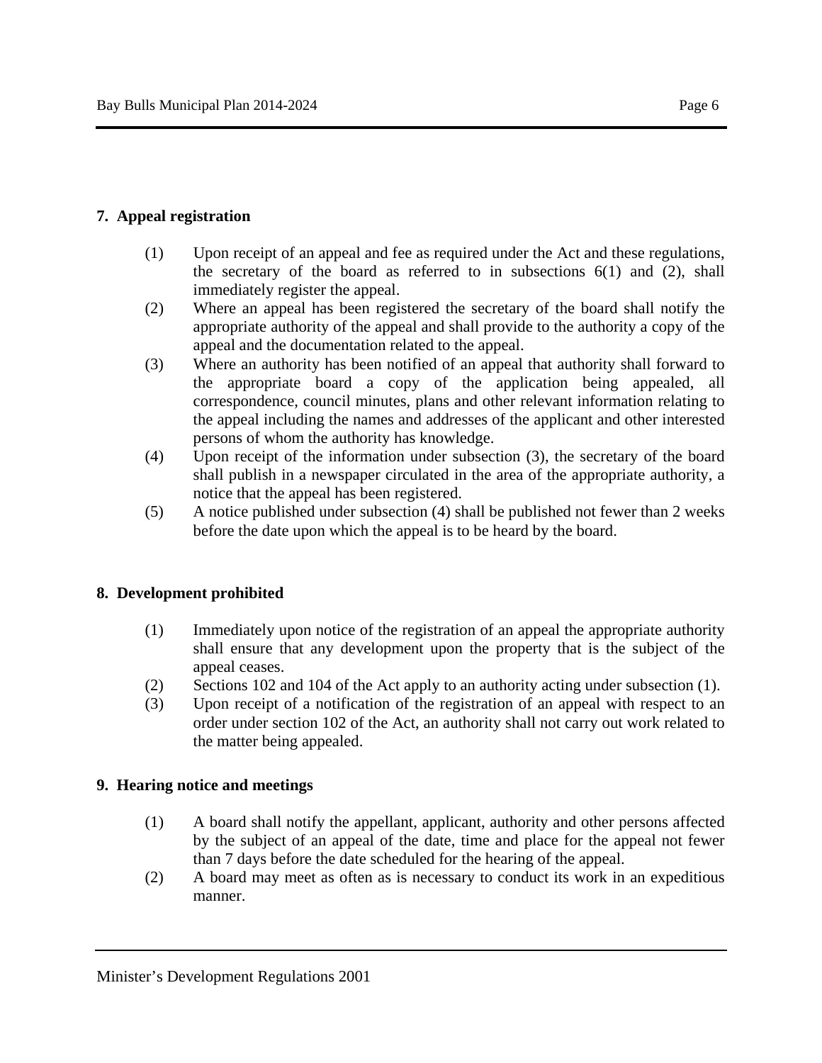**7. Appeal registration**

(1) Upon receipt of an appeal and fee as required under the Act and these regulations, the secretary of the board as referred to in subsections 6(1) and (2), shall immediately register the appeal.

(2) Where an appeal has been registered the secretary of the board shall notify the appropriate authority of the appeal and shall provide to the authority a copy of the appeal and the documentation related to the appeal.

(3) Where an authority has been notified of an appeal that authority shall forward to the appropriate board a copy of the application being appealed, all correspondence, council minutes, plans and other relevant information relating to the appeal including the names and addresses of the applicant and other interested persons of whom the authority has knowledge.

(4) Upon receipt of the information under subsection (3), the secretary of the board shall publish in a newspaper circulated in the area of the appropriate authority, a notice that the appeal has been registered.

(5) A notice published under subsection (4) shall be published not fewer than 2 weeks before the date upon which the appeal is to be heard by the board.

**8. Development prohibited**

(1) Immediately upon notice of the registration of an appeal the appropriate authority shall ensure that any development upon the property that is the subject of the appeal ceases.

(2) Sections 102 and 104 of the Act apply to an authority acting under subsection (1).

(3) Upon receipt of a notification of the registration of an appeal with respect to an order under section 102 of the Act, an authority shall not carry out work related to the matter being appealed.

**9. Hearing notice and meetings**

(1) A board shall notify the appellant, applicant, authority and other persons affected by the subject of an appeal of the date, time and place for the appeal not fewer than 7 days before the date scheduled for the hearing of the appeal.

(2) A board may meet as often as is necessary to conduct its work in an expeditious manner.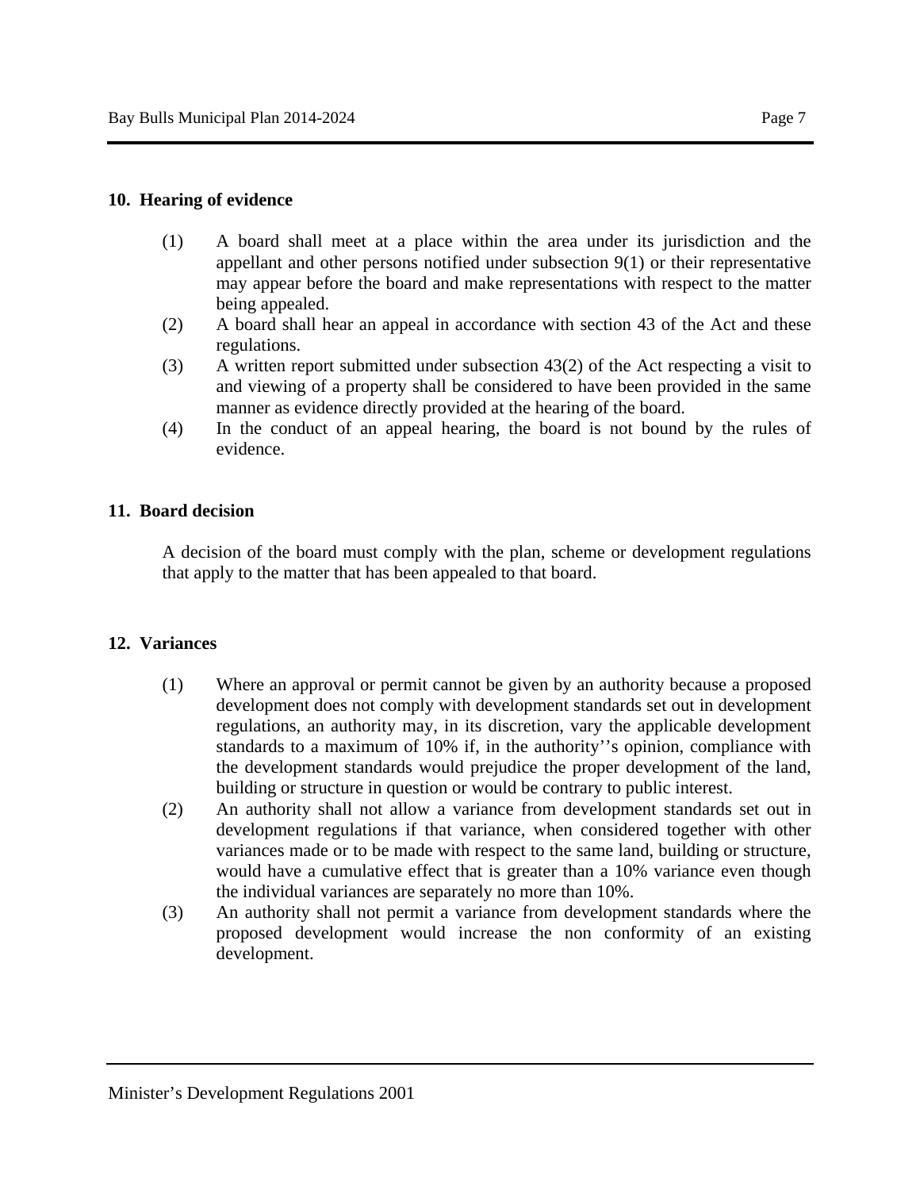## 10. Hearing of evidence

(1) A board shall meet at a place within the area under its jurisdiction and the appellant and other persons notified under subsection 9(1) or their representative may appear before the board and make representations with respect to the matter being appealed.

(2) A board shall hear an appeal in accordance with section 43 of the Act and these regulations.

(3) A written report submitted under subsection 43(2) of the Act respecting a visit to and viewing of a property shall be considered to have been provided in the same manner as evidence directly provided at the hearing of the board.

(4) In the conduct of an appeal hearing, the board is not bound by the rules of evidence.

## 11. Board decision

A decision of the board must comply with the plan, scheme or development regulations that apply to the matter that has been appealed to that board.

## 12. Variances

(1) Where an approval or permit cannot be given by an authority because a proposed development does not comply with development standards set out in development regulations, an authority may, in its discretion, vary the applicable development standards to a maximum of 10% if, in the authority''s opinion, compliance with the development standards would prejudice the proper development of the land, building or structure in question or would be contrary to public interest.

(2) An authority shall not allow a variance from development standards set out in development regulations if that variance, when considered together with other variances made or to be made with respect to the same land, building or structure, would have a cumulative effect that is greater than a 10% variance even though the individual variances are separately no more than 10%.

(3) An authority shall not permit a variance from development standards where the proposed development would increase the non conformity of an existing development.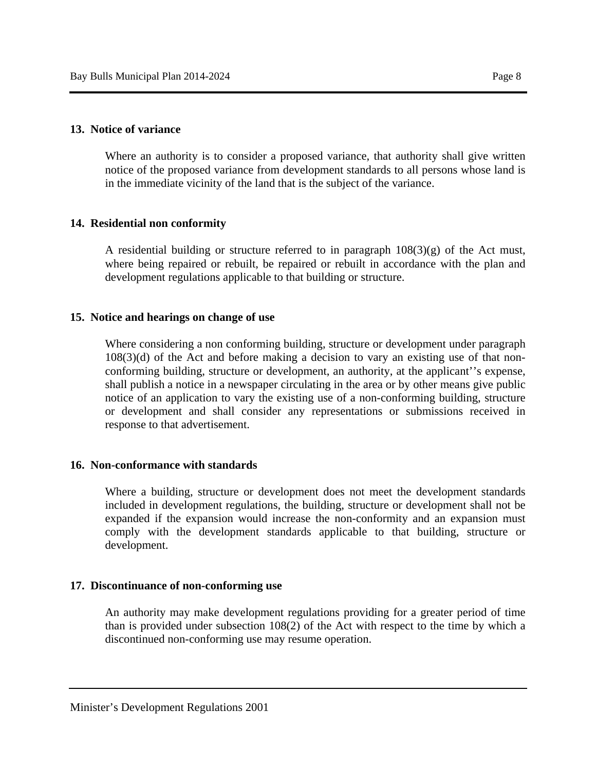**13. Notice of variance**

Where an authority is to consider a proposed variance, that authority shall give written notice of the proposed variance from development standards to all persons whose land is in the immediate vicinity of the land that is the subject of the variance.

**14. Residential non conformity**

A residential building or structure referred to in paragraph 108(3)(g) of the Act must, where being repaired or rebuilt, be repaired or rebuilt in accordance with the plan and development regulations applicable to that building or structure.

**15. Notice and hearings on change of use**

Where considering a non conforming building, structure or development under paragraph 108(3)(d) of the Act and before making a decision to vary an existing use of that non-conforming building, structure or development, an authority, at the applicant''s expense, shall publish a notice in a newspaper circulating in the area or by other means give public notice of an application to vary the existing use of a non-conforming building, structure or development and shall consider any representations or submissions received in response to that advertisement.

**16. Non-conformance with standards**

Where a building, structure or development does not meet the development standards included in development regulations, the building, structure or development shall not be expanded if the expansion would increase the non-conformity and an expansion must comply with the development standards applicable to that building, structure or development.

**17. Discontinuance of non-conforming use**

An authority may make development regulations providing for a greater period of time than is provided under subsection 108(2) of the Act with respect to the time by which a discontinued non-conforming use may resume operation.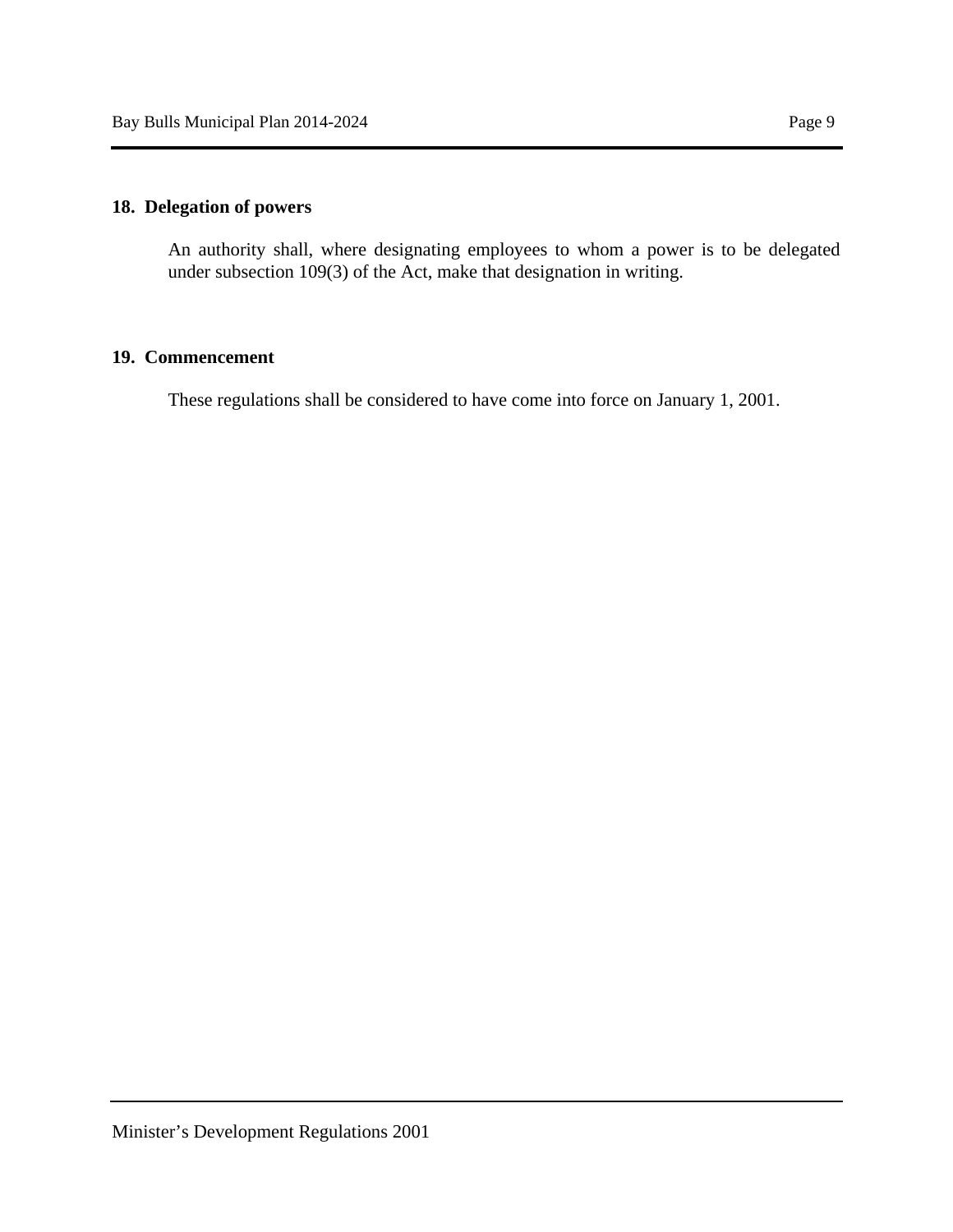## 18. Delegation of powers

An authority shall, where designating employees to whom a power is to be delegated under subsection 109(3) of the Act, make that designation in writing.

## 19. Commencement

These regulations shall be considered to have come into force on January 1, 2001.